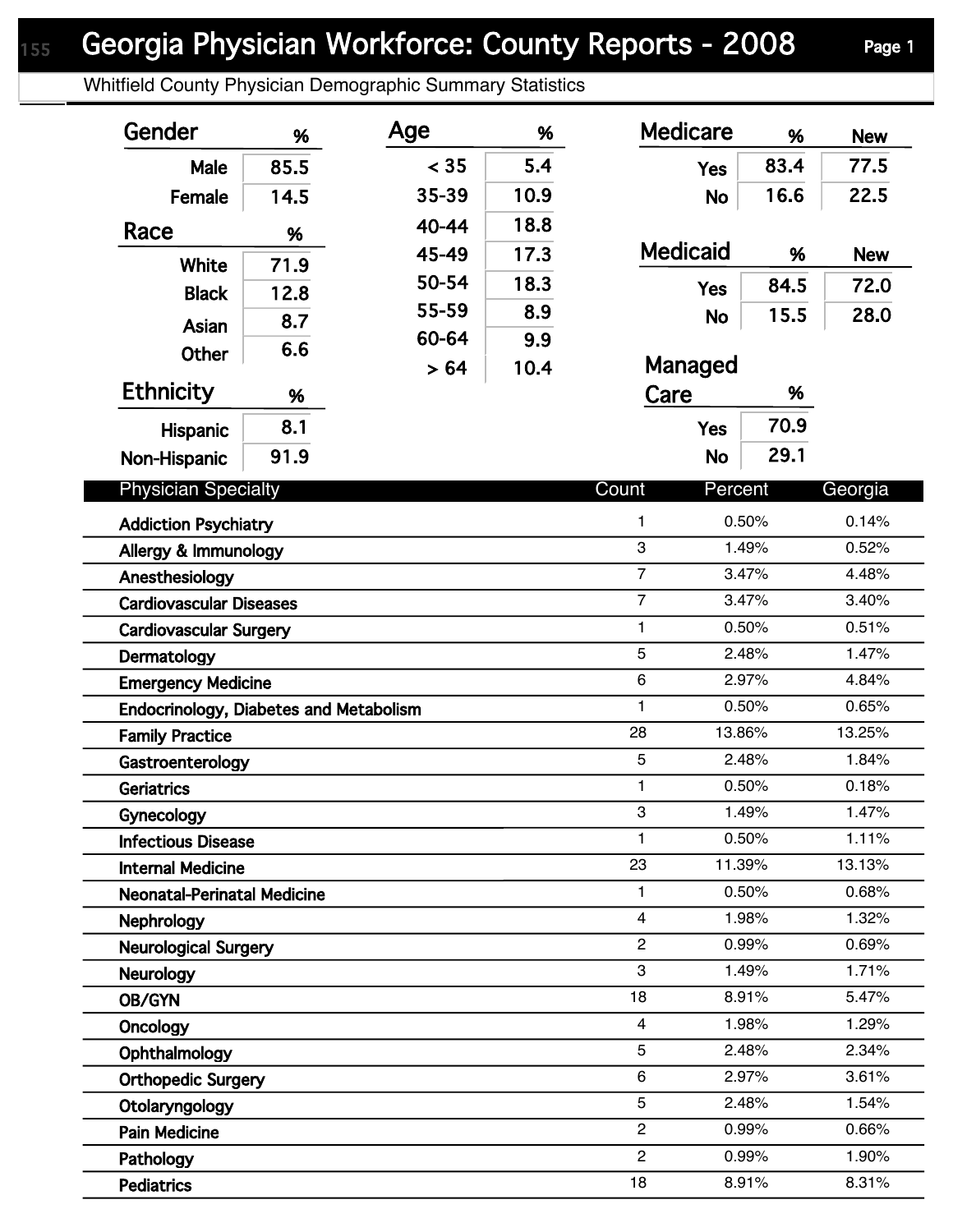# Georgia Physician Workforce: County Reports - 2008

Whitfield County Physician Demographic Summary Statistics

### Gender

| Gender | % |
|---|---|
| Male | 85.5 |
| Female | 14.5 |

### Race

| Race | % |
|---|---|
| White | 71.9 |
| Black | 12.8 |
| Asian | 8.7 |
| Other | 6.6 |

### Ethnicity

| Ethnicity | % |
|---|---|
| Hispanic | 8.1 |
| Non-Hispanic | 91.9 |

### Age

| Age | % |
|---|---|
| < 35 | 5.4 |
| 35-39 | 10.9 |
| 40-44 | 18.8 |
| 45-49 | 17.3 |
| 50-54 | 18.3 |
| 55-59 | 8.9 |
| 60-64 | 9.9 |
| > 64 | 10.4 |

### Medicare

| Medicare | % | New |
|---|---|---|
| Yes | 83.4 | 77.5 |
| No | 16.6 | 22.5 |

### Medicaid

| Medicaid | % | New |
|---|---|---|
| Yes | 84.5 | 72.0 |
| No | 15.5 | 28.0 |

### Managed Care

| Managed Care | % |
|---|---|
| Yes | 70.9 |
| No | 29.1 |

### Physician Specialty

| Physician Specialty | Count | Percent | Georgia |
|---|---|---|---|
| Addiction Psychiatry | 1 | 0.50% | 0.14% |
| Allergy & Immunology | 3 | 1.49% | 0.52% |
| Anesthesiology | 7 | 3.47% | 4.48% |
| Cardiovascular Diseases | 7 | 3.47% | 3.40% |
| Cardiovascular Surgery | 1 | 0.50% | 0.51% |
| Dermatology | 5 | 2.48% | 1.47% |
| Emergency Medicine | 6 | 2.97% | 4.84% |
| Endocrinology, Diabetes and Metabolism | 1 | 0.50% | 0.65% |
| Family Practice | 28 | 13.86% | 13.25% |
| Gastroenterology | 5 | 2.48% | 1.84% |
| Geriatrics | 1 | 0.50% | 0.18% |
| Gynecology | 3 | 1.49% | 1.47% |
| Infectious Disease | 1 | 0.50% | 1.11% |
| Internal Medicine | 23 | 11.39% | 13.13% |
| Neonatal-Perinatal Medicine | 1 | 0.50% | 0.68% |
| Nephrology | 4 | 1.98% | 1.32% |
| Neurological Surgery | 2 | 0.99% | 0.69% |
| Neurology | 3 | 1.49% | 1.71% |
| OB/GYN | 18 | 8.91% | 5.47% |
| Oncology | 4 | 1.98% | 1.29% |
| Ophthalmology | 5 | 2.48% | 2.34% |
| Orthopedic Surgery | 6 | 2.97% | 3.61% |
| Otolaryngology | 5 | 2.48% | 1.54% |
| Pain Medicine | 2 | 0.99% | 0.66% |
| Pathology | 2 | 0.99% | 1.90% |
| Pediatrics | 18 | 8.91% | 8.31% |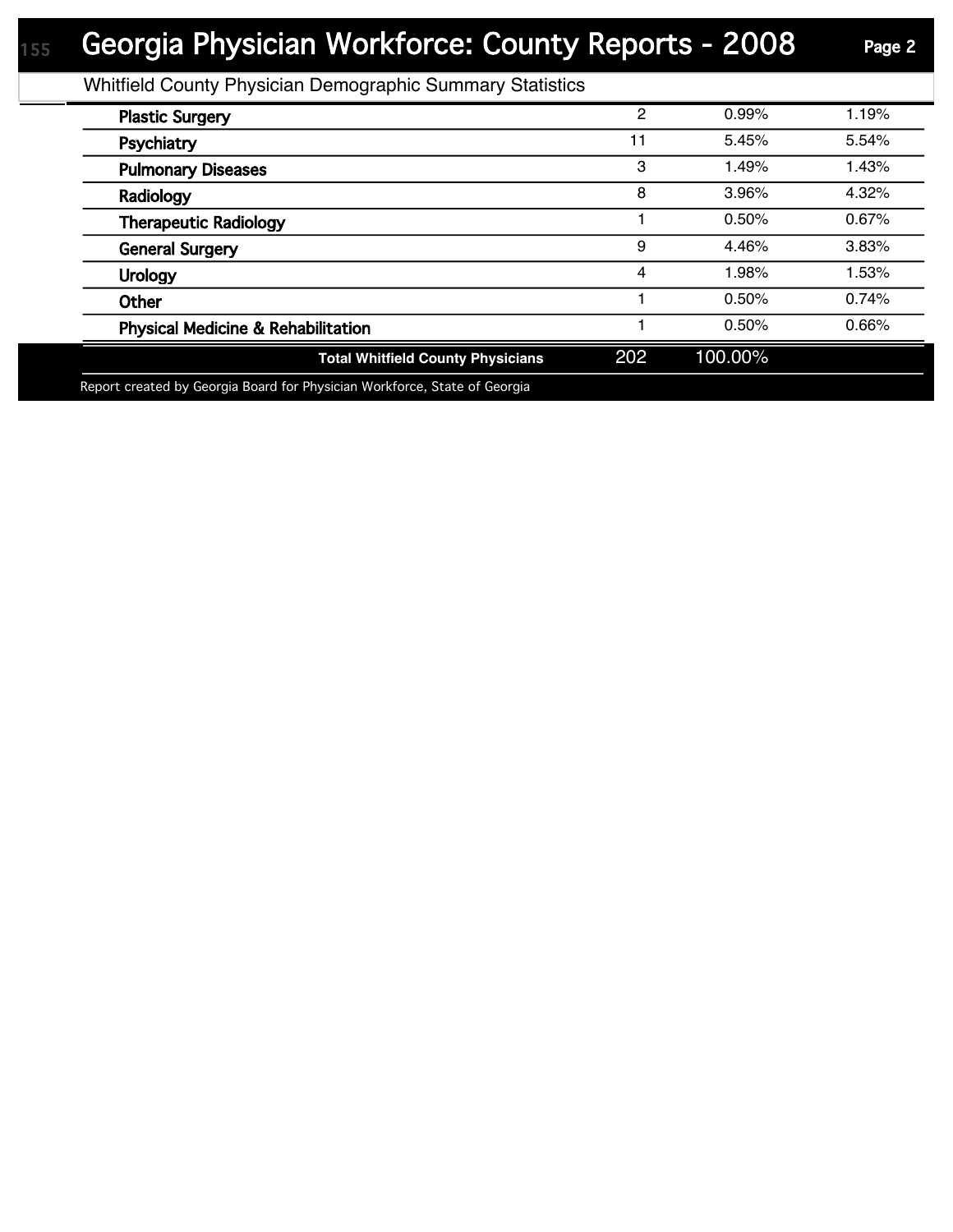## Whitfield County Physician Demographic Summary Statistics

| | | | |
|---|---|---|---|
| **Plastic Surgery** | 2 | 0.99% | 1.19% |
| **Psychiatry** | 11 | 5.45% | 5.54% |
| **Pulmonary Diseases** | 3 | 1.49% | 1.43% |
| **Radiology** | 8 | 3.96% | 4.32% |
| **Therapeutic Radiology** | 1 | 0.50% | 0.67% |
| **General Surgery** | 9 | 4.46% | 3.83% |
| **Urology** | 4 | 1.98% | 1.53% |
| **Other** | 1 | 0.50% | 0.74% |
| **Physical Medicine & Rehabilitation** | 1 | 0.50% | 0.66% |
| **Total Whitfield County Physicians** | 202 | 100.00% | |

Report created by Georgia Board for Physician Workforce, State of Georgia